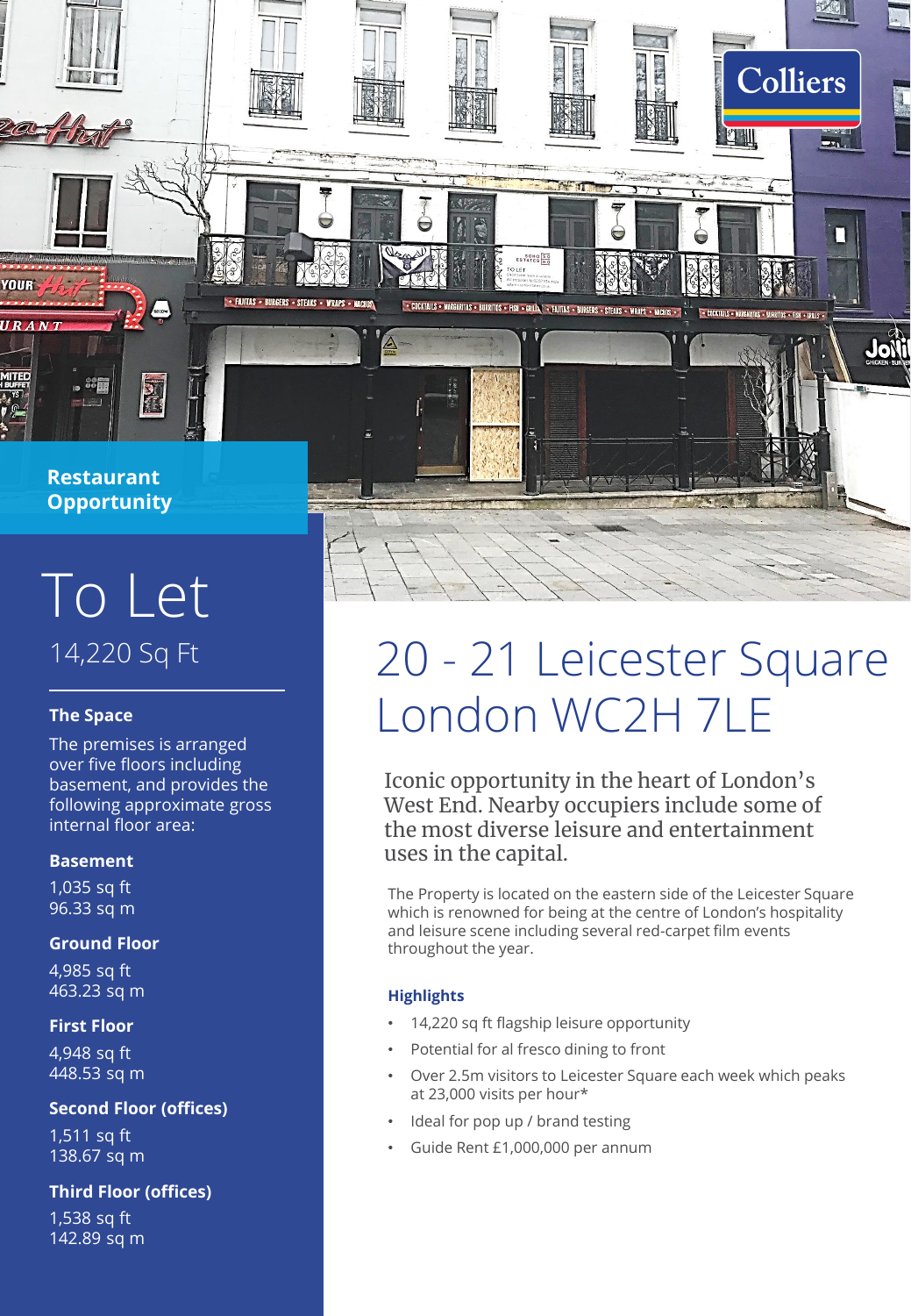**Restaurant Opportunity**

# To Let

## 14,220 Sq Ft

### The Space

The premises is arranged over five floors including basement, and provides the following approximate gross internal floor area:

**Basement**

1,035 sq ft
96.33 sq m

**Ground Floor**

4,985 sq ft
463.23 sq m

**First Floor**

4,948 sq ft
448.53 sq m

**Second Floor (offices)**

1,511 sq ft
138.67 sq m

**Third Floor (offices)**

1,538 sq ft
142.89 sq m

# 20 - 21 Leicester Square London WC2H 7LE

Iconic opportunity in the heart of London's West End. Nearby occupiers include some of the most diverse leisure and entertainment uses in the capital.

The Property is located on the eastern side of the Leicester Square which is renowned for being at the centre of London's hospitality and leisure scene including several red-carpet film events throughout the year.

### Highlights

- 14,220 sq ft flagship leisure opportunity
- Potential for al fresco dining to front
- Over 2.5m visitors to Leicester Square each week which peaks at 23,000 visits per hour*
- Ideal for pop up / brand testing
- Guide Rent £1,000,000 per annum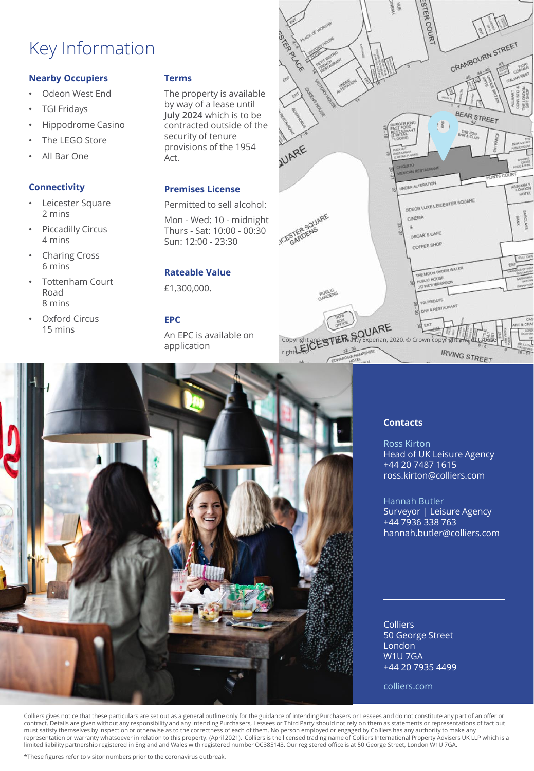# Key Information

## Nearby Occupiers

- Odeon West End
- TGI Fridays
- Hippodrome Casino
- The LEGO Store
- All Bar One

## Connectivity

- Leicester Square 2 mins
- Piccadilly Circus 4 mins
- Charing Cross 6 mins
- Tottenham Court Road 8 mins
- Oxford Circus 15 mins

## Terms

The property is available by way of a lease until **July 2024** which is to be contracted outside of the security of tenure provisions of the 1954 Act.

## Premises License

Permitted to sell alcohol:

Mon - Wed: 10 - midnight
Thurs - Sat: 10:00 - 00:30
Sun: 12:00 - 23:30

## Rateable Value

£1,300,000.

## EPC

An EPC is available on application

Copyright and confidentiality Experian, 2020. © Crown copyright and database rights 2021.

## Contacts

Ross Kirton
Head of UK Leisure Agency
+44 20 7487 1615
ross.kirton@colliers.com

Hannah Butler
Surveyor | Leisure Agency
+44 7936 338 763
hannah.butler@colliers.com

Colliers
50 George Street
London
W1U 7GA
+44 20 7935 4499

colliers.com

Colliers gives notice that these particulars are set out as a general outline only for the guidance of intending Purchasers or Lessees and do not constitute any part of an offer or contract. Details are given without any responsibility and any intending Purchasers, Lessees or Third Party should not rely on them as statements or representations of fact but must satisfy themselves by inspection or otherwise as to the correctness of each of them. No person employed or engaged by Colliers has any authority to make any representation or warranty whatsoever in relation to this property. (April 2021). Colliers is the licensed trading name of Colliers International Property Advisers UK LLP which is a limited liability partnership registered in England and Wales with registered number OC385143. Our registered office is at 50 George Street, London W1U 7GA.

*These figures refer to visitor numbers prior to the coronavirus outbreak.